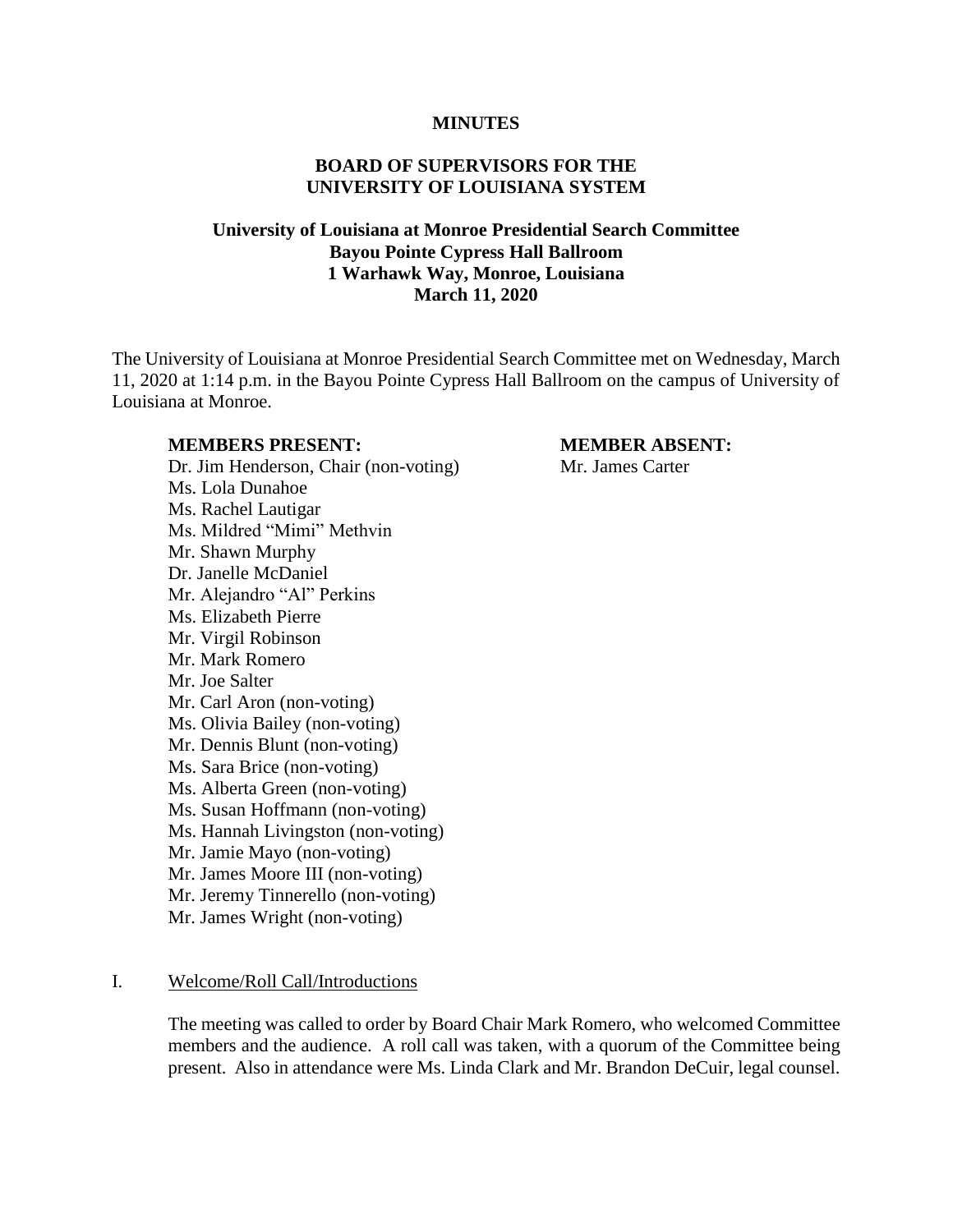# MINUTES

## BOARD OF SUPERVISORS FOR THE UNIVERSITY OF LOUISIANA SYSTEM

### University of Louisiana at Monroe Presidential Search Committee
### Bayou Pointe Cypress Hall Ballroom
### 1 Warhawk Way, Monroe, Louisiana
### March 11, 2020

The University of Louisiana at Monroe Presidential Search Committee met on Wednesday, March 11, 2020 at 1:14 p.m. in the Bayou Pointe Cypress Hall Ballroom on the campus of University of Louisiana at Monroe.

**MEMBERS PRESENT:**

Dr. Jim Henderson, Chair (non-voting)
Ms. Lola Dunahoe
Ms. Rachel Lautigar
Ms. Mildred "Mimi" Methvin
Mr. Shawn Murphy
Dr. Janelle McDaniel
Mr. Alejandro "Al" Perkins
Ms. Elizabeth Pierre
Mr. Virgil Robinson
Mr. Mark Romero
Mr. Joe Salter
Mr. Carl Aron (non-voting)
Ms. Olivia Bailey (non-voting)
Mr. Dennis Blunt (non-voting)
Ms. Sara Brice (non-voting)
Ms. Alberta Green (non-voting)
Ms. Susan Hoffmann (non-voting)
Ms. Hannah Livingston (non-voting)
Mr. Jamie Mayo (non-voting)
Mr. James Moore III (non-voting)
Mr. Jeremy Tinnerello (non-voting)
Mr. James Wright (non-voting)

**MEMBER ABSENT:**

Mr. James Carter

I. Welcome/Roll Call/Introductions

The meeting was called to order by Board Chair Mark Romero, who welcomed Committee members and the audience. A roll call was taken, with a quorum of the Committee being present. Also in attendance were Ms. Linda Clark and Mr. Brandon DeCuir, legal counsel.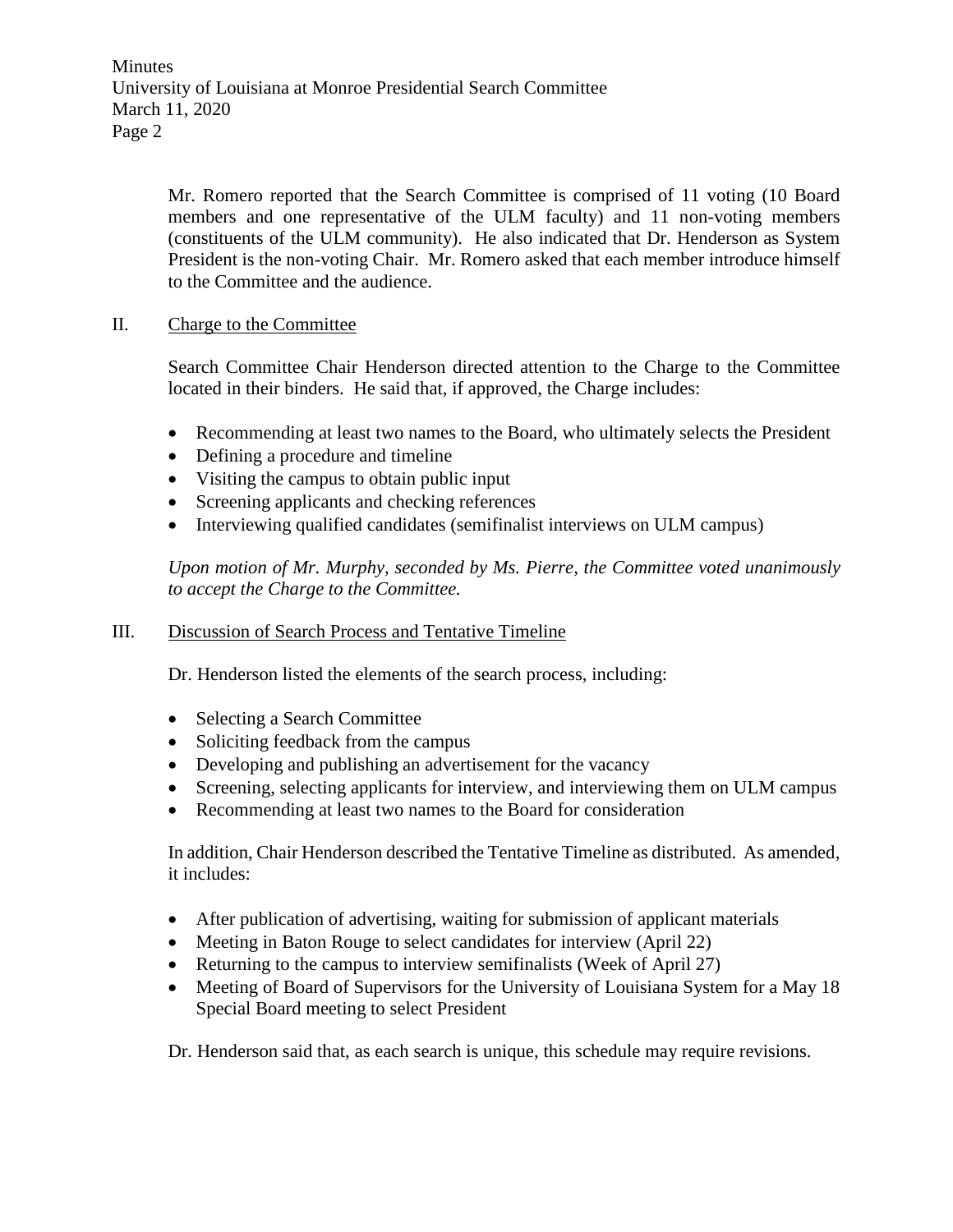Mr. Romero reported that the Search Committee is comprised of 11 voting (10 Board members and one representative of the ULM faculty) and 11 non-voting members (constituents of the ULM community). He also indicated that Dr. Henderson as System President is the non-voting Chair. Mr. Romero asked that each member introduce himself to the Committee and the audience.

## II. Charge to the Committee

Search Committee Chair Henderson directed attention to the Charge to the Committee located in their binders. He said that, if approved, the Charge includes:

- Recommending at least two names to the Board, who ultimately selects the President
- Defining a procedure and timeline
- Visiting the campus to obtain public input
- Screening applicants and checking references
- Interviewing qualified candidates (semifinalist interviews on ULM campus)

*Upon motion of Mr. Murphy, seconded by Ms. Pierre, the Committee voted unanimously to accept the Charge to the Committee.*

## III. Discussion of Search Process and Tentative Timeline

Dr. Henderson listed the elements of the search process, including:

- Selecting a Search Committee
- Soliciting feedback from the campus
- Developing and publishing an advertisement for the vacancy
- Screening, selecting applicants for interview, and interviewing them on ULM campus
- Recommending at least two names to the Board for consideration

In addition, Chair Henderson described the Tentative Timeline as distributed. As amended, it includes:

- After publication of advertising, waiting for submission of applicant materials
- Meeting in Baton Rouge to select candidates for interview (April 22)
- Returning to the campus to interview semifinalists (Week of April 27)
- Meeting of Board of Supervisors for the University of Louisiana System for a May 18 Special Board meeting to select President

Dr. Henderson said that, as each search is unique, this schedule may require revisions.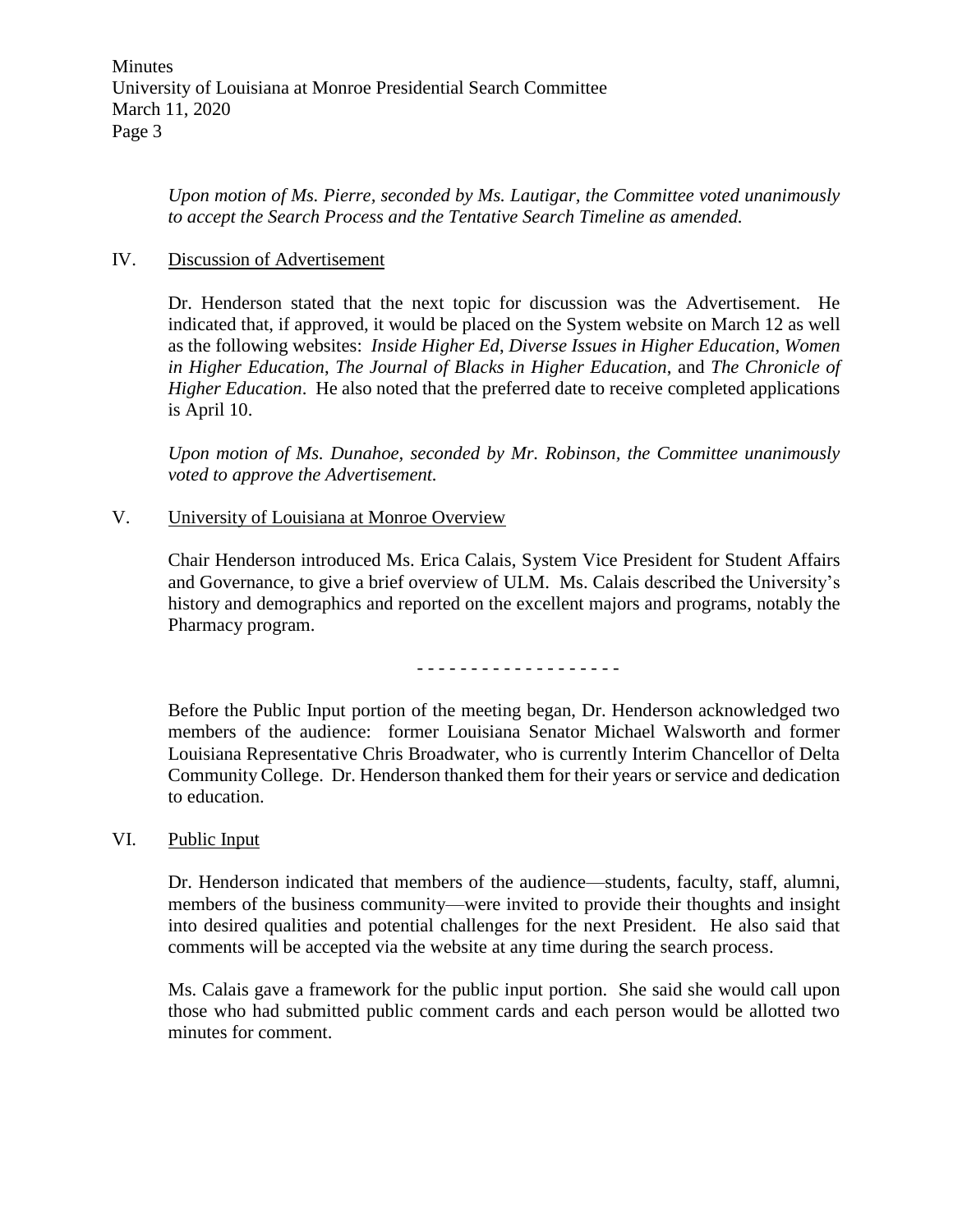*Upon motion of Ms. Pierre, seconded by Ms. Lautigar, the Committee voted unanimously to accept the Search Process and the Tentative Search Timeline as amended.*

IV. Discussion of Advertisement

Dr. Henderson stated that the next topic for discussion was the Advertisement. He indicated that, if approved, it would be placed on the System website on March 12 as well as the following websites: *Inside Higher Ed*, *Diverse Issues in Higher Education*, *Women in Higher Education*, *The Journal of Blacks in Higher Education*, and *The Chronicle of Higher Education*. He also noted that the preferred date to receive completed applications is April 10.

*Upon motion of Ms. Dunahoe, seconded by Mr. Robinson, the Committee unanimously voted to approve the Advertisement.*

V. University of Louisiana at Monroe Overview

Chair Henderson introduced Ms. Erica Calais, System Vice President for Student Affairs and Governance, to give a brief overview of ULM. Ms. Calais described the University's history and demographics and reported on the excellent majors and programs, notably the Pharmacy program.

- - - - - - - - - - - - - - - - - -

Before the Public Input portion of the meeting began, Dr. Henderson acknowledged two members of the audience: former Louisiana Senator Michael Walsworth and former Louisiana Representative Chris Broadwater, who is currently Interim Chancellor of Delta Community College. Dr. Henderson thanked them for their years or service and dedication to education.

VI. Public Input

Dr. Henderson indicated that members of the audience—students, faculty, staff, alumni, members of the business community—were invited to provide their thoughts and insight into desired qualities and potential challenges for the next President. He also said that comments will be accepted via the website at any time during the search process.

Ms. Calais gave a framework for the public input portion. She said she would call upon those who had submitted public comment cards and each person would be allotted two minutes for comment.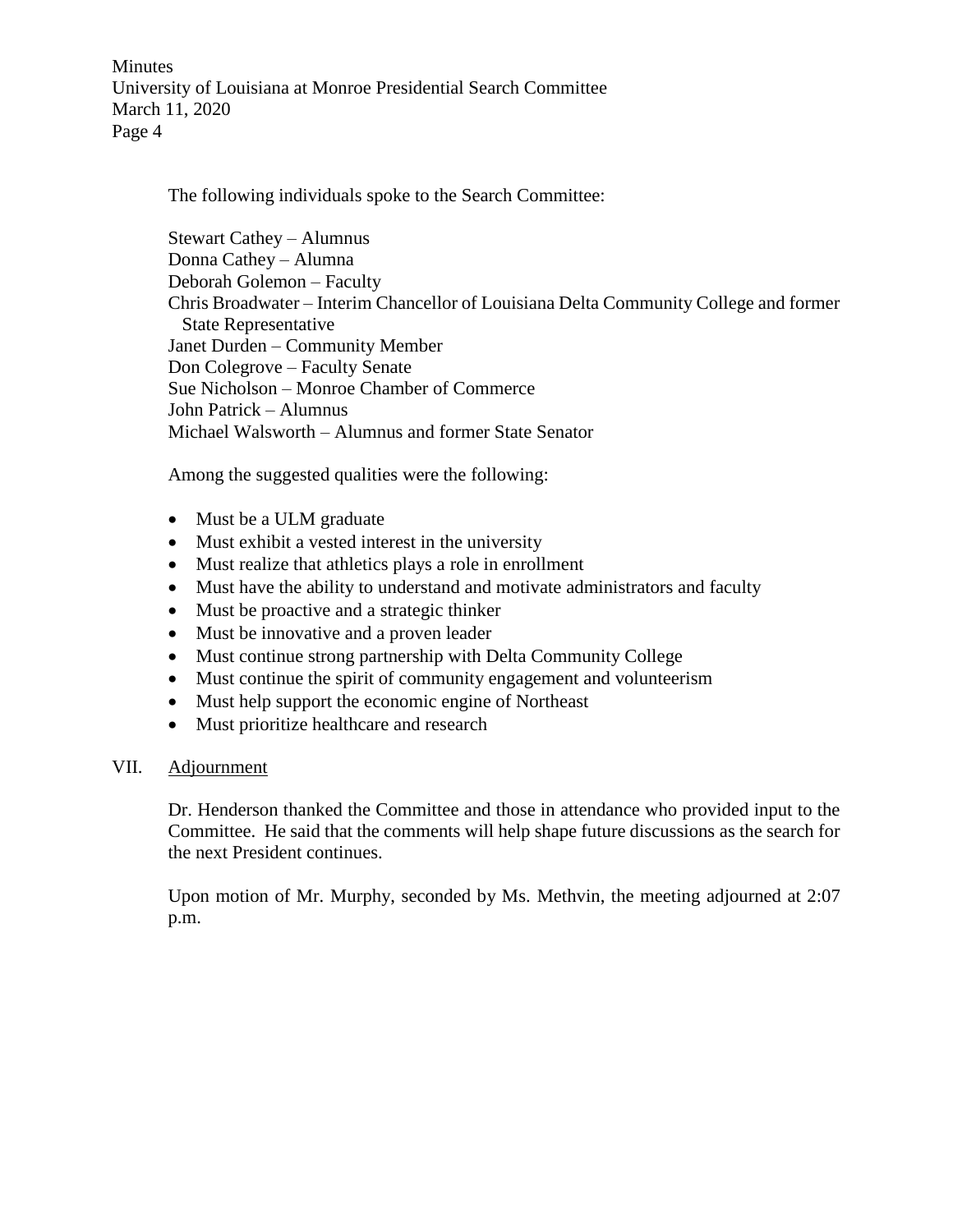The following individuals spoke to the Search Committee:

Stewart Cathey – Alumnus
Donna Cathey – Alumna
Deborah Golemon – Faculty
Chris Broadwater – Interim Chancellor of Louisiana Delta Community College and former State Representative
Janet Durden – Community Member
Don Colegrove – Faculty Senate
Sue Nicholson – Monroe Chamber of Commerce
John Patrick – Alumnus
Michael Walsworth – Alumnus and former State Senator

Among the suggested qualities were the following:

- Must be a ULM graduate
- Must exhibit a vested interest in the university
- Must realize that athletics plays a role in enrollment
- Must have the ability to understand and motivate administrators and faculty
- Must be proactive and a strategic thinker
- Must be innovative and a proven leader
- Must continue strong partnership with Delta Community College
- Must continue the spirit of community engagement and volunteerism
- Must help support the economic engine of Northeast
- Must prioritize healthcare and research

## VII. Adjournment

Dr. Henderson thanked the Committee and those in attendance who provided input to the Committee. He said that the comments will help shape future discussions as the search for the next President continues.

Upon motion of Mr. Murphy, seconded by Ms. Methvin, the meeting adjourned at 2:07 p.m.